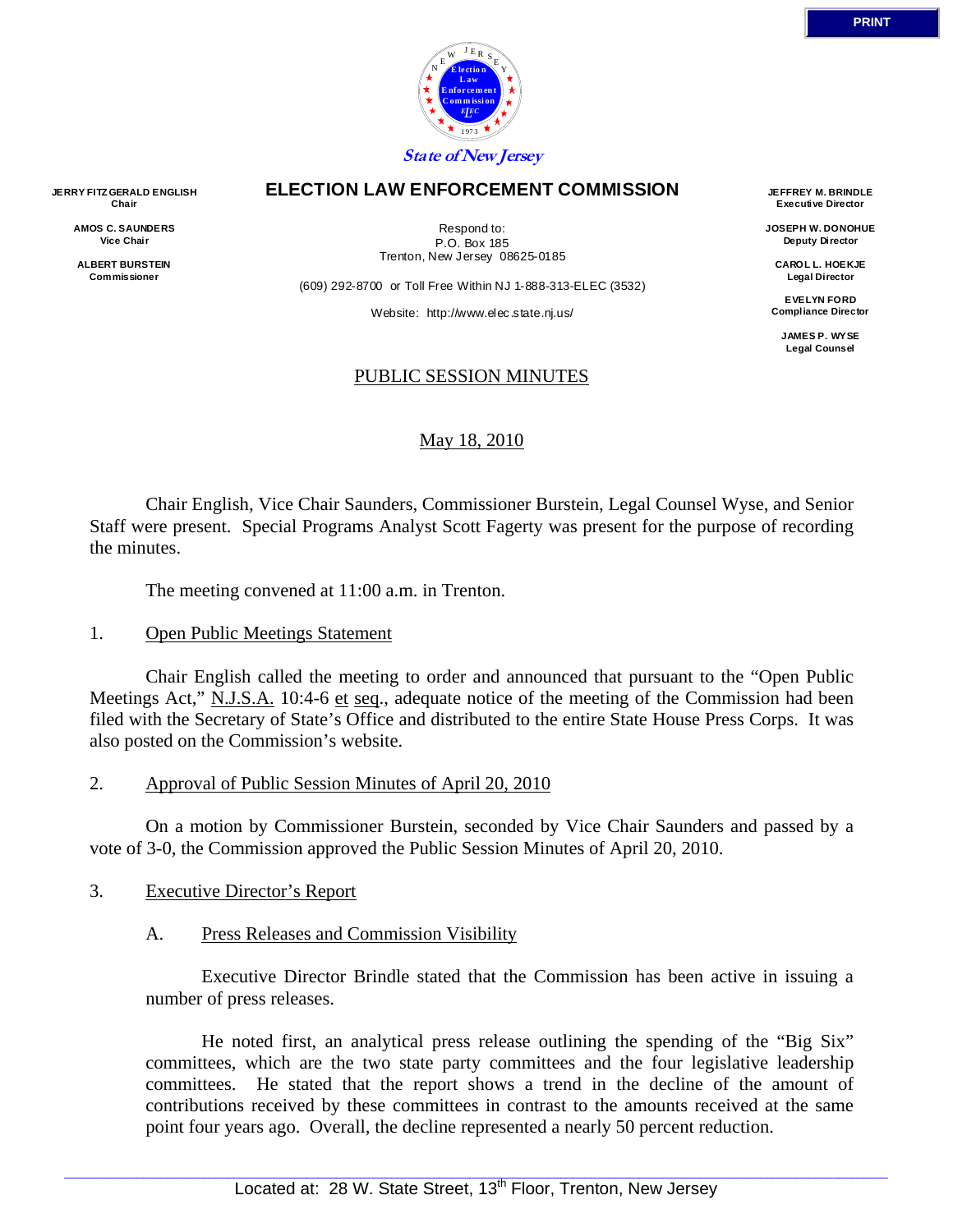State of New Jersey

# ELECTION LAW ENFORCEMENT COMMISSION

**JERRY FITZGERALD ENGLISH**
**Chair**

**AMOS C. SAUNDERS**
**Vice Chair**

**ALBERT BURSTEIN**
**Commissioner**

Respond to:
P.O. Box 185
Trenton, New Jersey 08625-0185

(609) 292-8700 or Toll Free Within NJ 1-888-313-ELEC (3532)

Website: http://www.elec.state.nj.us/

**JEFFREY M. BRINDLE**
**Executive Director**

**JOSEPH W. DONOHUE**
**Deputy Director**

**CAROL L. HOEKJE**
**Legal Director**

**EVELYN FORD**
**Compliance Director**

**JAMES P. WYSE**
**Legal Counsel**

## PUBLIC SESSION MINUTES

May 18, 2010

Chair English, Vice Chair Saunders, Commissioner Burstein, Legal Counsel Wyse, and Senior Staff were present. Special Programs Analyst Scott Fagerty was present for the purpose of recording the minutes.

The meeting convened at 11:00 a.m. in Trenton.

1. Open Public Meetings Statement

Chair English called the meeting to order and announced that pursuant to the "Open Public Meetings Act," N.J.S.A. 10:4-6 et seq., adequate notice of the meeting of the Commission had been filed with the Secretary of State's Office and distributed to the entire State House Press Corps. It was also posted on the Commission's website.

2. Approval of Public Session Minutes of April 20, 2010

On a motion by Commissioner Burstein, seconded by Vice Chair Saunders and passed by a vote of 3-0, the Commission approved the Public Session Minutes of April 20, 2010.

3. Executive Director's Report

A. Press Releases and Commission Visibility

Executive Director Brindle stated that the Commission has been active in issuing a number of press releases.

He noted first, an analytical press release outlining the spending of the "Big Six" committees, which are the two state party committees and the four legislative leadership committees. He stated that the report shows a trend in the decline of the amount of contributions received by these committees in contrast to the amounts received at the same point four years ago. Overall, the decline represented a nearly 50 percent reduction.

Located at: 28 W. State Street, 13th Floor, Trenton, New Jersey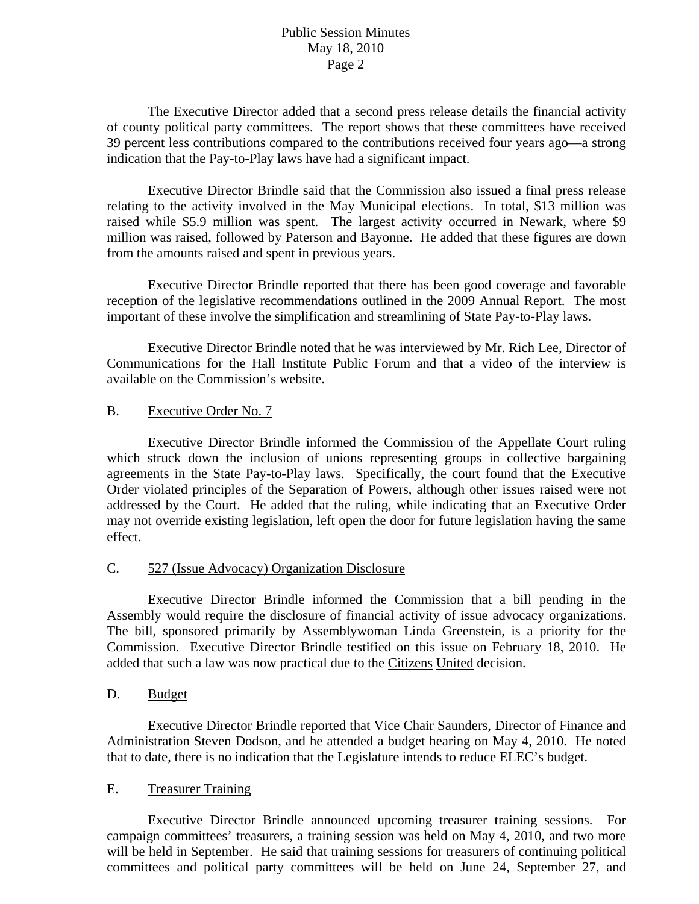The Executive Director added that a second press release details the financial activity of county political party committees. The report shows that these committees have received 39 percent less contributions compared to the contributions received four years ago—a strong indication that the Pay-to-Play laws have had a significant impact.

Executive Director Brindle said that the Commission also issued a final press release relating to the activity involved in the May Municipal elections. In total, $13 million was raised while $5.9 million was spent. The largest activity occurred in Newark, where $9 million was raised, followed by Paterson and Bayonne. He added that these figures are down from the amounts raised and spent in previous years.

Executive Director Brindle reported that there has been good coverage and favorable reception of the legislative recommendations outlined in the 2009 Annual Report. The most important of these involve the simplification and streamlining of State Pay-to-Play laws.

Executive Director Brindle noted that he was interviewed by Mr. Rich Lee, Director of Communications for the Hall Institute Public Forum and that a video of the interview is available on the Commission's website.

B. Executive Order No. 7

Executive Director Brindle informed the Commission of the Appellate Court ruling which struck down the inclusion of unions representing groups in collective bargaining agreements in the State Pay-to-Play laws. Specifically, the court found that the Executive Order violated principles of the Separation of Powers, although other issues raised were not addressed by the Court. He added that the ruling, while indicating that an Executive Order may not override existing legislation, left open the door for future legislation having the same effect.

C. 527 (Issue Advocacy) Organization Disclosure

Executive Director Brindle informed the Commission that a bill pending in the Assembly would require the disclosure of financial activity of issue advocacy organizations. The bill, sponsored primarily by Assemblywoman Linda Greenstein, is a priority for the Commission. Executive Director Brindle testified on this issue on February 18, 2010. He added that such a law was now practical due to the Citizens United decision.

D. Budget

Executive Director Brindle reported that Vice Chair Saunders, Director of Finance and Administration Steven Dodson, and he attended a budget hearing on May 4, 2010. He noted that to date, there is no indication that the Legislature intends to reduce ELEC's budget.

E. Treasurer Training

Executive Director Brindle announced upcoming treasurer training sessions. For campaign committees' treasurers, a training session was held on May 4, 2010, and two more will be held in September. He said that training sessions for treasurers of continuing political committees and political party committees will be held on June 24, September 27, and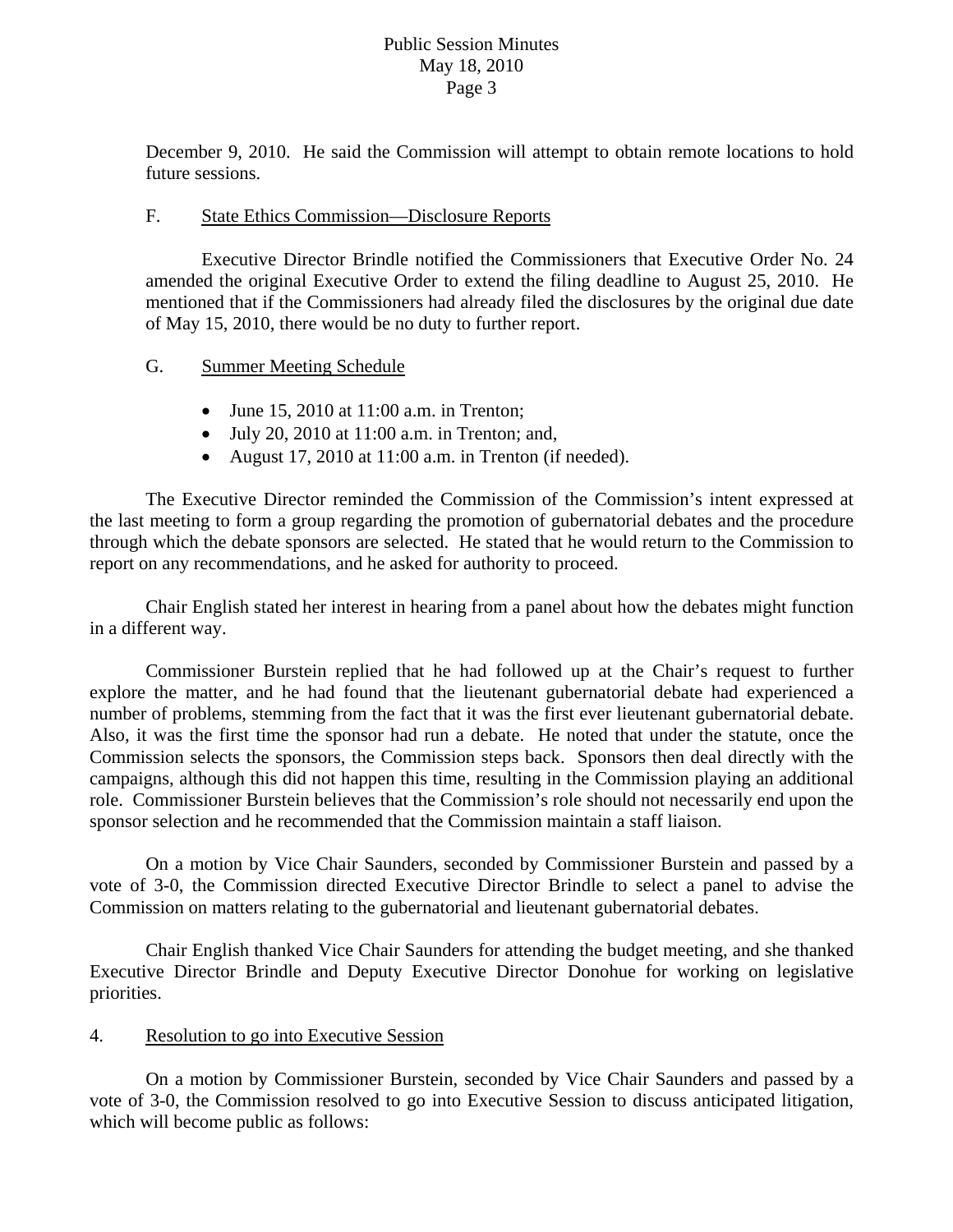December 9, 2010. He said the Commission will attempt to obtain remote locations to hold future sessions.

F. State Ethics Commission—Disclosure Reports

Executive Director Brindle notified the Commissioners that Executive Order No. 24 amended the original Executive Order to extend the filing deadline to August 25, 2010. He mentioned that if the Commissioners had already filed the disclosures by the original due date of May 15, 2010, there would be no duty to further report.

G. Summer Meeting Schedule

- June 15, 2010 at 11:00 a.m. in Trenton;
- July 20, 2010 at 11:00 a.m. in Trenton; and,
- August 17, 2010 at 11:00 a.m. in Trenton (if needed).

The Executive Director reminded the Commission of the Commission's intent expressed at the last meeting to form a group regarding the promotion of gubernatorial debates and the procedure through which the debate sponsors are selected. He stated that he would return to the Commission to report on any recommendations, and he asked for authority to proceed.

Chair English stated her interest in hearing from a panel about how the debates might function in a different way.

Commissioner Burstein replied that he had followed up at the Chair's request to further explore the matter, and he had found that the lieutenant gubernatorial debate had experienced a number of problems, stemming from the fact that it was the first ever lieutenant gubernatorial debate. Also, it was the first time the sponsor had run a debate. He noted that under the statute, once the Commission selects the sponsors, the Commission steps back. Sponsors then deal directly with the campaigns, although this did not happen this time, resulting in the Commission playing an additional role. Commissioner Burstein believes that the Commission's role should not necessarily end upon the sponsor selection and he recommended that the Commission maintain a staff liaison.

On a motion by Vice Chair Saunders, seconded by Commissioner Burstein and passed by a vote of 3-0, the Commission directed Executive Director Brindle to select a panel to advise the Commission on matters relating to the gubernatorial and lieutenant gubernatorial debates.

Chair English thanked Vice Chair Saunders for attending the budget meeting, and she thanked Executive Director Brindle and Deputy Executive Director Donohue for working on legislative priorities.

4. Resolution to go into Executive Session

On a motion by Commissioner Burstein, seconded by Vice Chair Saunders and passed by a vote of 3-0, the Commission resolved to go into Executive Session to discuss anticipated litigation, which will become public as follows: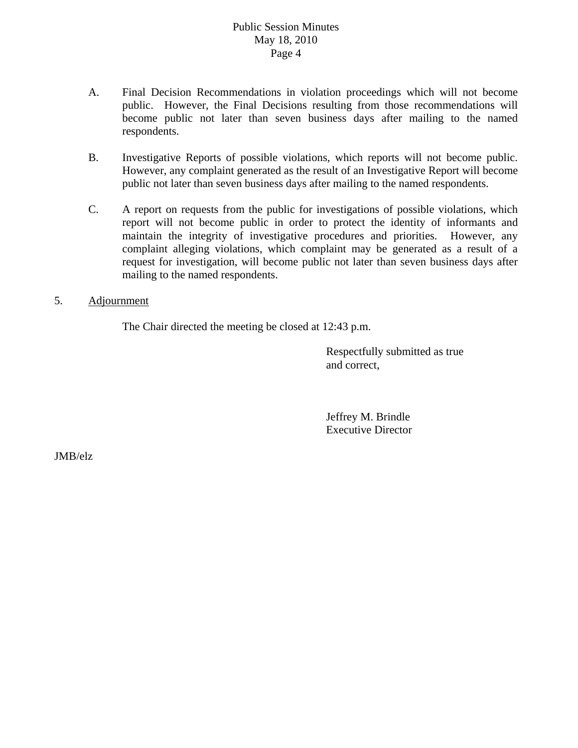A. Final Decision Recommendations in violation proceedings which will not become public. However, the Final Decisions resulting from those recommendations will become public not later than seven business days after mailing to the named respondents.

B. Investigative Reports of possible violations, which reports will not become public. However, any complaint generated as the result of an Investigative Report will become public not later than seven business days after mailing to the named respondents.

C. A report on requests from the public for investigations of possible violations, which report will not become public in order to protect the identity of informants and maintain the integrity of investigative procedures and priorities. However, any complaint alleging violations, which complaint may be generated as a result of a request for investigation, will become public not later than seven business days after mailing to the named respondents.

5. Adjournment

The Chair directed the meeting be closed at 12:43 p.m.

Respectfully submitted as true and correct,

Jeffrey M. Brindle
Executive Director

JMB/elz